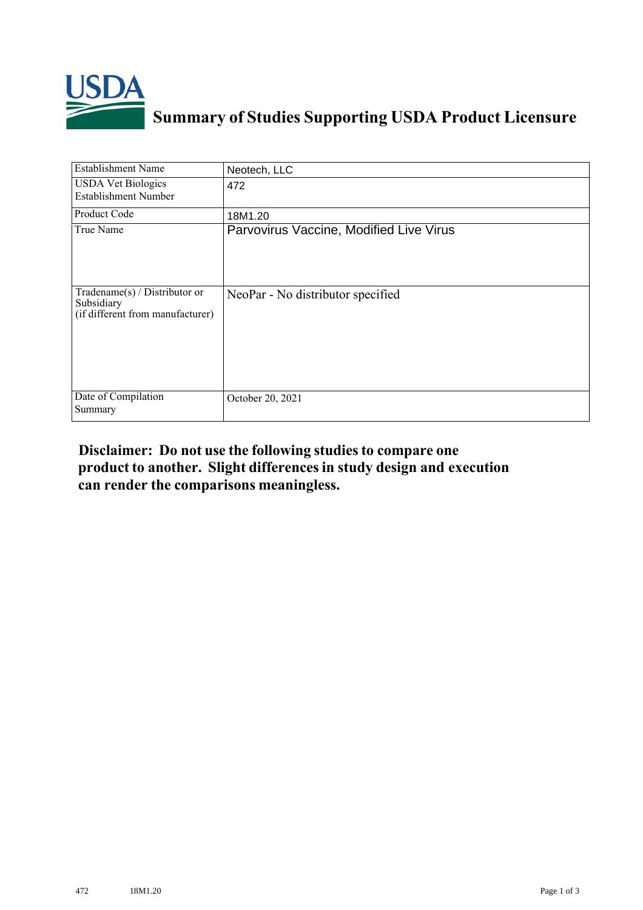# Summary of Studies Supporting USDA Product Licensure

| | |
|---|---|
| Establishment Name | Neotech, LLC |
| USDA Vet Biologics Establishment Number | 472 |
| Product Code | 18M1.20 |
| True Name | Parvovirus Vaccine, Modified Live Virus |
| Tradename(s) / Distributor or Subsidiary (if different from manufacturer) | NeoPar - No distributor specified |
| Date of Compilation Summary | October 20, 2021 |

**Disclaimer: Do not use the following studies to compare one product to another. Slight differences in study design and execution can render the comparisons meaningless.**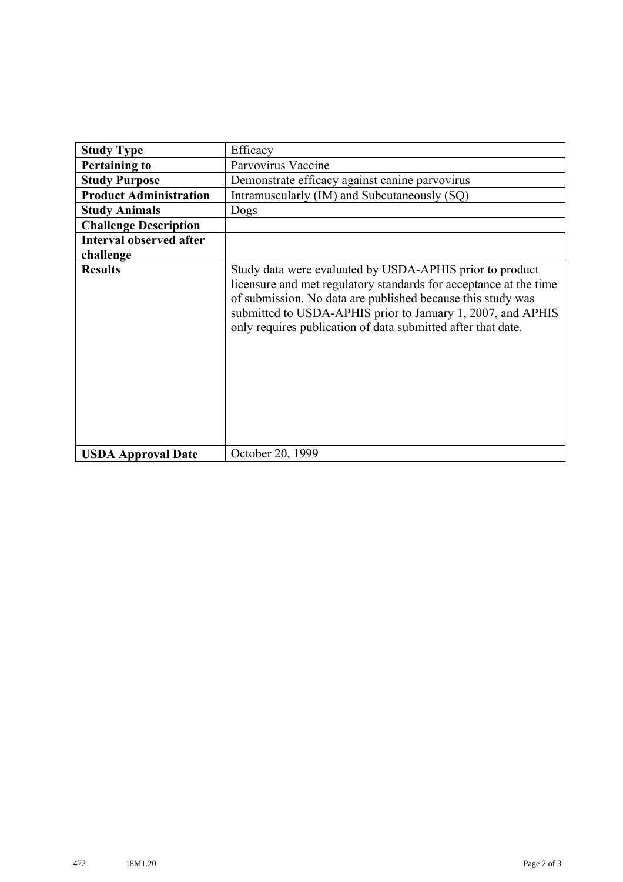| | |
|---|---|
| **Study Type** | Efficacy |
| **Pertaining to** | Parvovirus Vaccine |
| **Study Purpose** | Demonstrate efficacy against canine parvovirus |
| **Product Administration** | Intramuscularly (IM) and Subcutaneously (SQ) |
| **Study Animals** | Dogs |
| **Challenge Description** | |
| **Interval observed after challenge** | |
| **Results** | Study data were evaluated by USDA-APHIS prior to product licensure and met regulatory standards for acceptance at the time of submission. No data are published because this study was submitted to USDA-APHIS prior to January 1, 2007, and APHIS only requires publication of data submitted after that date. |
| **USDA Approval Date** | October 20, 1999 |

472 18M1.20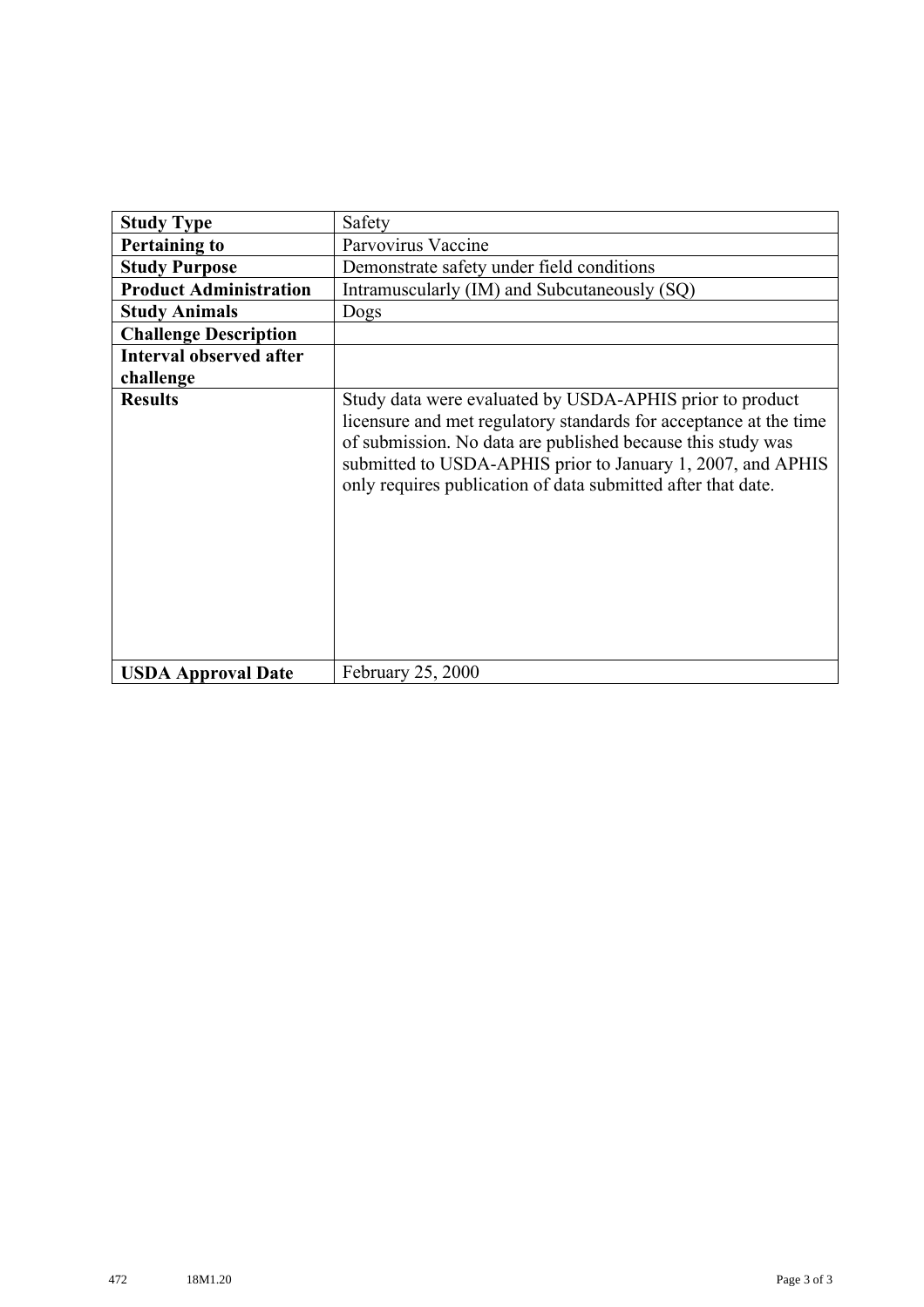| | |
|---|---|
| **Study Type** | Safety |
| **Pertaining to** | Parvovirus Vaccine |
| **Study Purpose** | Demonstrate safety under field conditions |
| **Product Administration** | Intramuscularly (IM) and Subcutaneously (SQ) |
| **Study Animals** | Dogs |
| **Challenge Description** | |
| **Interval observed after challenge** | |
| **Results** | Study data were evaluated by USDA-APHIS prior to product licensure and met regulatory standards for acceptance at the time of submission. No data are published because this study was submitted to USDA-APHIS prior to January 1, 2007, and APHIS only requires publication of data submitted after that date. |
| **USDA Approval Date** | February 25, 2000 |

472 18M1.20